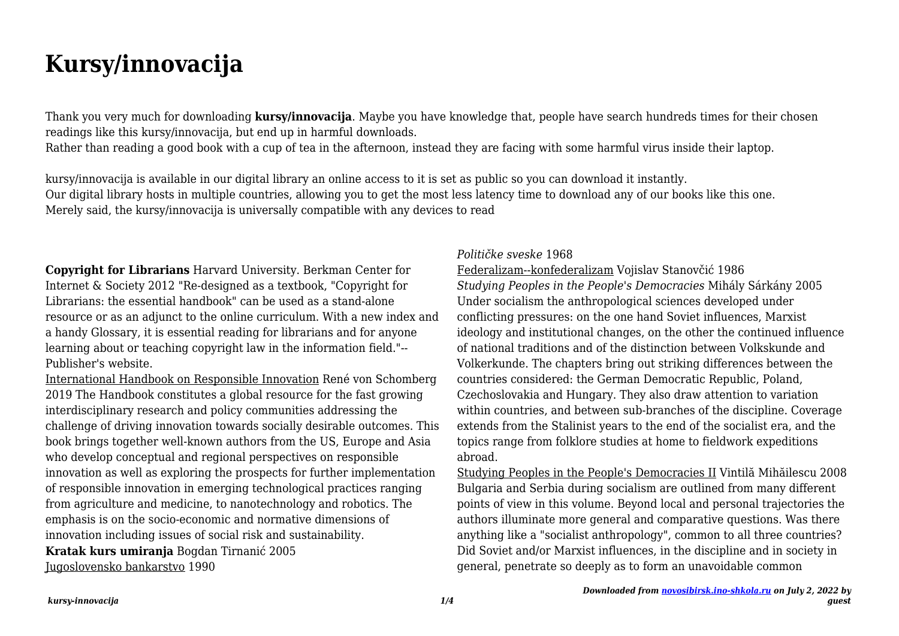# Kursy/innovacija

Thank you very much for downloading **kursy/innovacija**. Maybe you have knowledge that, people have search hundreds times for their chosen readings like this kursy/innovacija, but end up in harmful downloads.
Rather than reading a good book with a cup of tea in the afternoon, instead they are facing with some harmful virus inside their laptop.

kursy/innovacija is available in our digital library an online access to it is set as public so you can download it instantly.
Our digital library hosts in multiple countries, allowing you to get the most less latency time to download any of our books like this one.
Merely said, the kursy/innovacija is universally compatible with any devices to read

**Copyright for Librarians** Harvard University. Berkman Center for Internet & Society 2012 "Re-designed as a textbook, "Copyright for Librarians: the essential handbook" can be used as a stand-alone resource or as an adjunct to the online curriculum. With a new index and a handy Glossary, it is essential reading for librarians and for anyone learning about or teaching copyright law in the information field."--Publisher's website.

International Handbook on Responsible Innovation René von Schomberg 2019 The Handbook constitutes a global resource for the fast growing interdisciplinary research and policy communities addressing the challenge of driving innovation towards socially desirable outcomes. This book brings together well-known authors from the US, Europe and Asia who develop conceptual and regional perspectives on responsible innovation as well as exploring the prospects for further implementation of responsible innovation in emerging technological practices ranging from agriculture and medicine, to nanotechnology and robotics. The emphasis is on the socio-economic and normative dimensions of innovation including issues of social risk and sustainability.

**Kratak kurs umiranja** Bogdan Tirnanić 2005

Jugoslovensko bankarstvo 1990

*Političke sveske* 1968

Federalizam--konfederalizam Vojislav Stanovčić 1986

*Studying Peoples in the People's Democracies* Mihály Sárkány 2005 Under socialism the anthropological sciences developed under conflicting pressures: on the one hand Soviet influences, Marxist ideology and institutional changes, on the other the continued influence of national traditions and of the distinction between Volkskunde and Volkerkunde. The chapters bring out striking differences between the countries considered: the German Democratic Republic, Poland, Czechoslovakia and Hungary. They also draw attention to variation within countries, and between sub-branches of the discipline. Coverage extends from the Stalinist years to the end of the socialist era, and the topics range from folklore studies at home to fieldwork expeditions abroad.

Studying Peoples in the People's Democracies II Vintilă Mihăilescu 2008 Bulgaria and Serbia during socialism are outlined from many different points of view in this volume. Beyond local and personal trajectories the authors illuminate more general and comparative questions. Was there anything like a "socialist anthropology", common to all three countries? Did Soviet and/or Marxist influences, in the discipline and in society in general, penetrate so deeply as to form an unavoidable common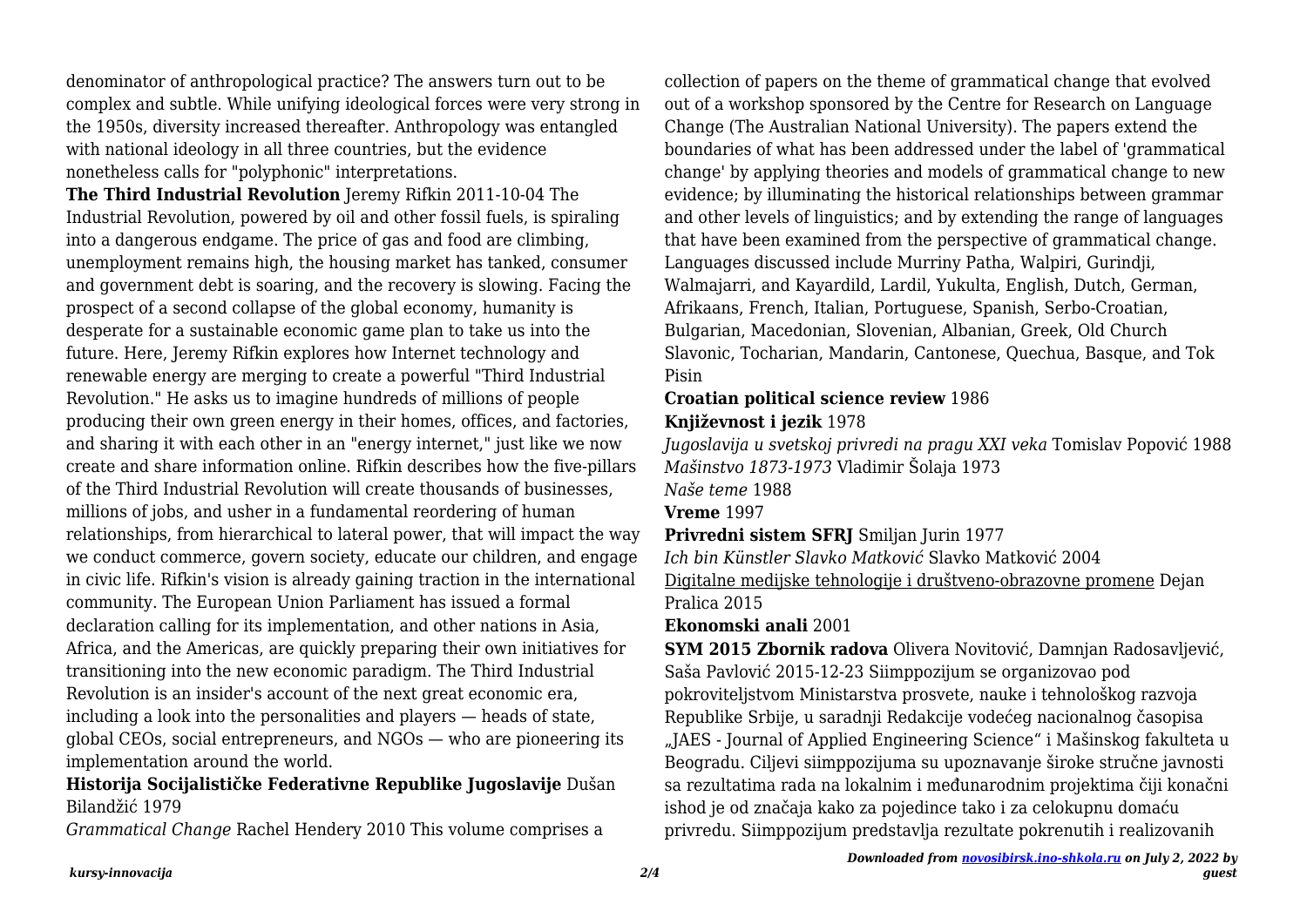denominator of anthropological practice? The answers turn out to be complex and subtle. While unifying ideological forces were very strong in the 1950s, diversity increased thereafter. Anthropology was entangled with national ideology in all three countries, but the evidence nonetheless calls for "polyphonic" interpretations.

**The Third Industrial Revolution** Jeremy Rifkin 2011-10-04 The Industrial Revolution, powered by oil and other fossil fuels, is spiraling into a dangerous endgame. The price of gas and food are climbing, unemployment remains high, the housing market has tanked, consumer and government debt is soaring, and the recovery is slowing. Facing the prospect of a second collapse of the global economy, humanity is desperate for a sustainable economic game plan to take us into the future. Here, Jeremy Rifkin explores how Internet technology and renewable energy are merging to create a powerful "Third Industrial Revolution." He asks us to imagine hundreds of millions of people producing their own green energy in their homes, offices, and factories, and sharing it with each other in an "energy internet," just like we now create and share information online. Rifkin describes how the five-pillars of the Third Industrial Revolution will create thousands of businesses, millions of jobs, and usher in a fundamental reordering of human relationships, from hierarchical to lateral power, that will impact the way we conduct commerce, govern society, educate our children, and engage in civic life. Rifkin's vision is already gaining traction in the international community. The European Union Parliament has issued a formal declaration calling for its implementation, and other nations in Asia, Africa, and the Americas, are quickly preparing their own initiatives for transitioning into the new economic paradigm. The Third Industrial Revolution is an insider's account of the next great economic era, including a look into the personalities and players — heads of state, global CEOs, social entrepreneurs, and NGOs — who are pioneering its implementation around the world.

**Historija Socijalističke Federativne Republike Jugoslavije** Dušan Bilandžić 1979

*Grammatical Change* Rachel Hendery 2010 This volume comprises a collection of papers on the theme of grammatical change that evolved out of a workshop sponsored by the Centre for Research on Language Change (The Australian National University). The papers extend the boundaries of what has been addressed under the label of 'grammatical change' by applying theories and models of grammatical change to new evidence; by illuminating the historical relationships between grammar and other levels of linguistics; and by extending the range of languages that have been examined from the perspective of grammatical change. Languages discussed include Murriny Patha, Walpiri, Gurindji, Walmajarri, and Kayardild, Lardil, Yukulta, English, Dutch, German, Afrikaans, French, Italian, Portuguese, Spanish, Serbo-Croatian, Bulgarian, Macedonian, Slovenian, Albanian, Greek, Old Church Slavonic, Tocharian, Mandarin, Cantonese, Quechua, Basque, and Tok Pisin

**Croatian political science review** 1986

**Književnost i jezik** 1978

*Jugoslavija u svetskoj privredi na pragu XXI veka* Tomislav Popović 1988

*Mašinstvo 1873-1973* Vladimir Šolaja 1973

*Naše teme* 1988

**Vreme** 1997

**Privredni sistem SFRJ** Smiljan Jurin 1977

*Ich bin Künstler Slavko Matković* Slavko Matković 2004

Digitalne medijske tehnologije i društveno-obrazovne promene Dejan Pralica 2015

**Ekonomski anali** 2001

**SYM 2015 Zbornik radova** Olivera Novitović, Damnjan Radosavljević, Saša Pavlović 2015-12-23 Siimppozijum se organizovao pod pokroviteljstvom Ministarstva prosvete, nauke i tehnološkog razvoja Republike Srbije, u saradnji Redakcije vodećeg nacionalnog časopisa „JAES - Journal of Applied Engineering Science" i Mašinskog fakulteta u Beogradu. Ciljevi siimppozijuma su upoznavanje široke stručne javnosti sa rezultatima rada na lokalnim i međunarodnim projektima čiji konačni ishod je od značaja kako za pojedince tako i za celokupnu domaću privredu. Siimppozijum predstavlja rezultate pokrenutih i realizovanih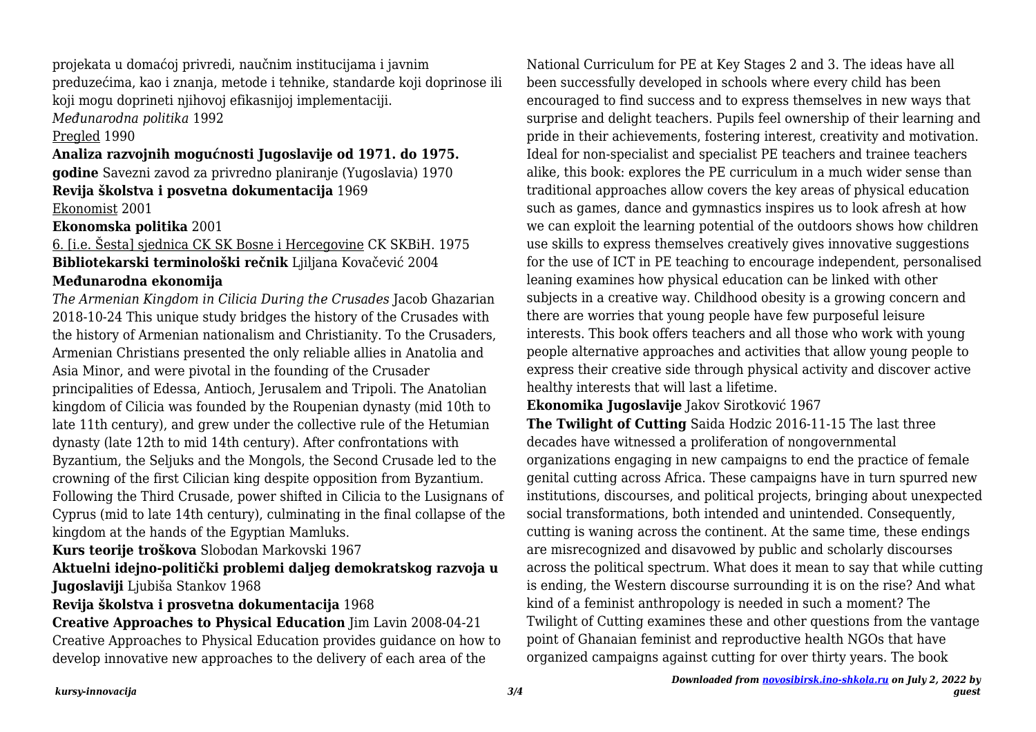projekata u domaćoj privredi, naučnim institucijama i javnim preduzećima, kao i znanja, metode i tehnike, standarde koji doprinose ili koji mogu doprineti njihovoj efikasnijoj implementaciji.

*Međunarodna politika* 1992

Pregled 1990

**Analiza razvojnih mogućnosti Jugoslavije od 1971. do 1975. godine** Savezni zavod za privredno planiranje (Yugoslavia) 1970

**Revija školstva i posvetna dokumentacija** 1969

Ekonomist 2001

**Ekonomska politika** 2001

6. [i.e. Šesta] sjednica CK SK Bosne i Hercegovine CK SKBiH. 1975

**Bibliotekarski terminološki rečnik** Ljiljana Kovačević 2004

**Međunarodna ekonomija**

*The Armenian Kingdom in Cilicia During the Crusades* Jacob Ghazarian 2018-10-24 This unique study bridges the history of the Crusades with the history of Armenian nationalism and Christianity. To the Crusaders, Armenian Christians presented the only reliable allies in Anatolia and Asia Minor, and were pivotal in the founding of the Crusader principalities of Edessa, Antioch, Jerusalem and Tripoli. The Anatolian kingdom of Cilicia was founded by the Roupenian dynasty (mid 10th to late 11th century), and grew under the collective rule of the Hetumian dynasty (late 12th to mid 14th century). After confrontations with Byzantium, the Seljuks and the Mongols, the Second Crusade led to the crowning of the first Cilician king despite opposition from Byzantium. Following the Third Crusade, power shifted in Cilicia to the Lusignans of Cyprus (mid to late 14th century), culminating in the final collapse of the kingdom at the hands of the Egyptian Mamluks.

**Kurs teorije troškova** Slobodan Markovski 1967

**Aktuelni idejno-politički problemi daljeg demokratskog razvoja u Jugoslaviji** Ljubiša Stankov 1968

**Revija školstva i prosvetna dokumentacija** 1968

**Creative Approaches to Physical Education** Jim Lavin 2008-04-21 Creative Approaches to Physical Education provides guidance on how to develop innovative new approaches to the delivery of each area of the National Curriculum for PE at Key Stages 2 and 3. The ideas have all been successfully developed in schools where every child has been encouraged to find success and to express themselves in new ways that surprise and delight teachers. Pupils feel ownership of their learning and pride in their achievements, fostering interest, creativity and motivation. Ideal for non-specialist and specialist PE teachers and trainee teachers alike, this book: explores the PE curriculum in a much wider sense than traditional approaches allow covers the key areas of physical education such as games, dance and gymnastics inspires us to look afresh at how we can exploit the learning potential of the outdoors shows how children use skills to express themselves creatively gives innovative suggestions for the use of ICT in PE teaching to encourage independent, personalised leaning examines how physical education can be linked with other subjects in a creative way. Childhood obesity is a growing concern and there are worries that young people have few purposeful leisure interests. This book offers teachers and all those who work with young people alternative approaches and activities that allow young people to express their creative side through physical activity and discover active healthy interests that will last a lifetime.

**Ekonomika Jugoslavije** Jakov Sirotković 1967

**The Twilight of Cutting** Saida Hodzic 2016-11-15 The last three decades have witnessed a proliferation of nongovernmental organizations engaging in new campaigns to end the practice of female genital cutting across Africa. These campaigns have in turn spurred new institutions, discourses, and political projects, bringing about unexpected social transformations, both intended and unintended. Consequently, cutting is waning across the continent. At the same time, these endings are misrecognized and disavowed by public and scholarly discourses across the political spectrum. What does it mean to say that while cutting is ending, the Western discourse surrounding it is on the rise? And what kind of a feminist anthropology is needed in such a moment? The Twilight of Cutting examines these and other questions from the vantage point of Ghanaian feminist and reproductive health NGOs that have organized campaigns against cutting for over thirty years. The book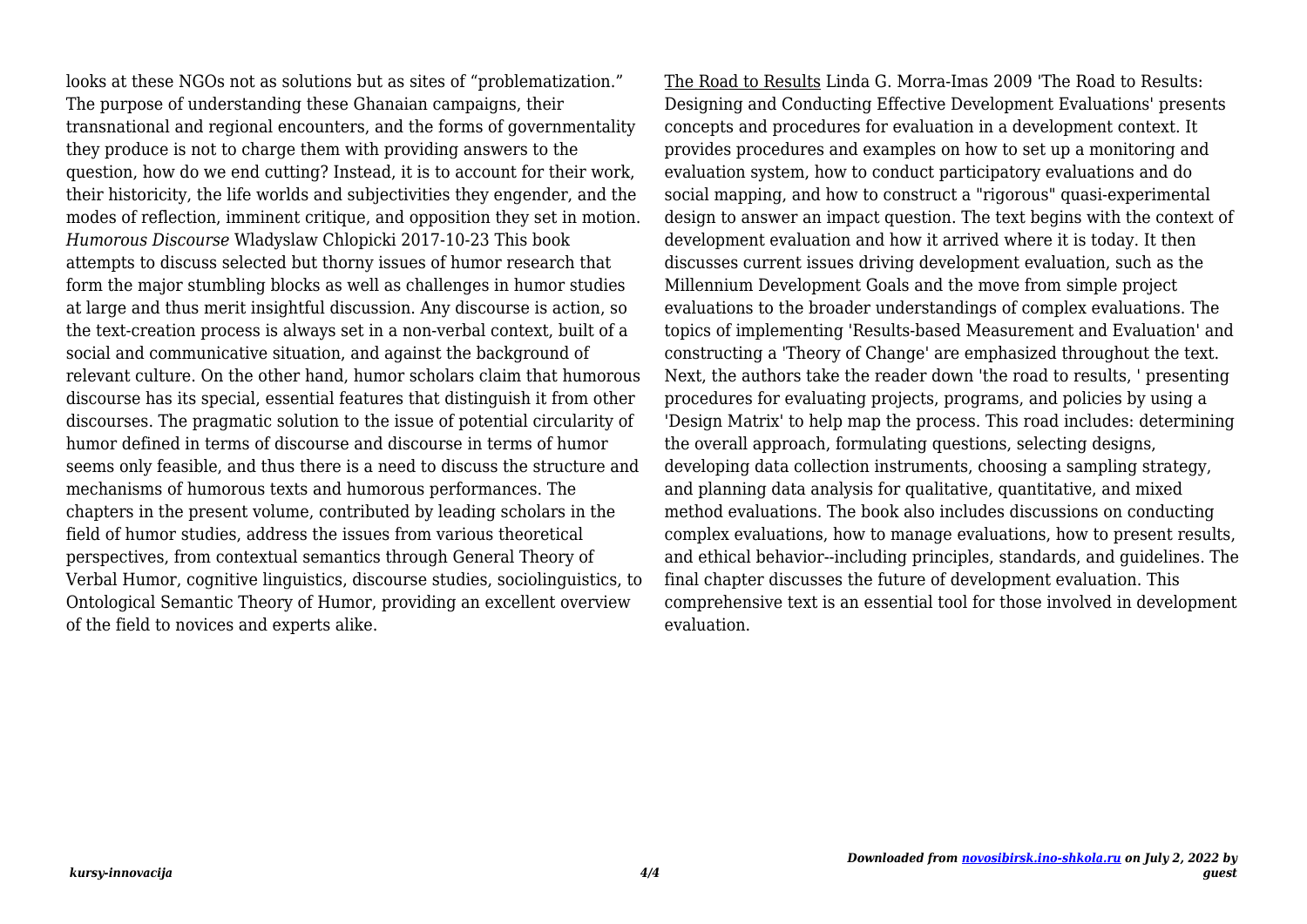looks at these NGOs not as solutions but as sites of "problematization." The purpose of understanding these Ghanaian campaigns, their transnational and regional encounters, and the forms of governmentality they produce is not to charge them with providing answers to the question, how do we end cutting? Instead, it is to account for their work, their historicity, the life worlds and subjectivities they engender, and the modes of reflection, imminent critique, and opposition they set in motion.

*Humorous Discourse* Wladyslaw Chlopicki 2017-10-23 This book attempts to discuss selected but thorny issues of humor research that form the major stumbling blocks as well as challenges in humor studies at large and thus merit insightful discussion. Any discourse is action, so the text-creation process is always set in a non-verbal context, built of a social and communicative situation, and against the background of relevant culture. On the other hand, humor scholars claim that humorous discourse has its special, essential features that distinguish it from other discourses. The pragmatic solution to the issue of potential circularity of humor defined in terms of discourse and discourse in terms of humor seems only feasible, and thus there is a need to discuss the structure and mechanisms of humorous texts and humorous performances. The chapters in the present volume, contributed by leading scholars in the field of humor studies, address the issues from various theoretical perspectives, from contextual semantics through General Theory of Verbal Humor, cognitive linguistics, discourse studies, sociolinguistics, to Ontological Semantic Theory of Humor, providing an excellent overview of the field to novices and experts alike.

The Road to Results Linda G. Morra-Imas 2009 'The Road to Results: Designing and Conducting Effective Development Evaluations' presents concepts and procedures for evaluation in a development context. It provides procedures and examples on how to set up a monitoring and evaluation system, how to conduct participatory evaluations and do social mapping, and how to construct a "rigorous" quasi-experimental design to answer an impact question. The text begins with the context of development evaluation and how it arrived where it is today. It then discusses current issues driving development evaluation, such as the Millennium Development Goals and the move from simple project evaluations to the broader understandings of complex evaluations. The topics of implementing 'Results-based Measurement and Evaluation' and constructing a 'Theory of Change' are emphasized throughout the text. Next, the authors take the reader down 'the road to results, ' presenting procedures for evaluating projects, programs, and policies by using a 'Design Matrix' to help map the process. This road includes: determining the overall approach, formulating questions, selecting designs, developing data collection instruments, choosing a sampling strategy, and planning data analysis for qualitative, quantitative, and mixed method evaluations. The book also includes discussions on conducting complex evaluations, how to manage evaluations, how to present results, and ethical behavior--including principles, standards, and guidelines. The final chapter discusses the future of development evaluation. This comprehensive text is an essential tool for those involved in development evaluation.